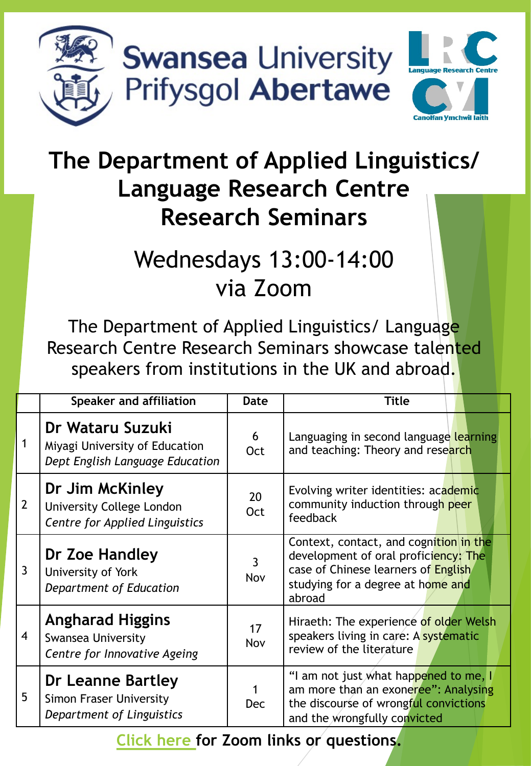Swansea University
Prifysgol Abertawe

Language Research Centre
Canolfan Ymchwil Iaith

# The Department of Applied Linguistics/ Language Research Centre Research Seminars

## Wednesdays 13:00-14:00 via Zoom

The Department of Applied Linguistics/ Language Research Centre Research Seminars showcase talented speakers from institutions in the UK and abroad.

| | Speaker and affiliation | Date | Title |
|---|---|---|---|
| 1 | **Dr Wataru Suzuki**<br>Miyagi University of Education<br>*Dept English Language Education* | 6 Oct | Languaging in second language learning and teaching: Theory and research |
| 2 | **Dr Jim McKinley**<br>University College London<br>*Centre for Applied Linguistics* | 20 Oct | Evolving writer identities: academic community induction through peer feedback |
| 3 | **Dr Zoe Handley**<br>University of York<br>*Department of Education* | 3 Nov | Context, contact, and cognition in the development of oral proficiency: The case of Chinese learners of English studying for a degree at home and abroad |
| 4 | **Angharad Higgins**<br>Swansea University<br>*Centre for Innovative Ageing* | 17 Nov | Hiraeth: The experience of older Welsh speakers living in care: A systematic review of the literature |
| 5 | **Dr Leanne Bartley**<br>Simon Fraser University<br>*Department of Linguistics* | 1 Dec | "I am not just what happened to me, I am more than an exoneree": Analysing the discourse of wrongful convictions and the wrongfully convicted |

**Click here for Zoom links or questions.**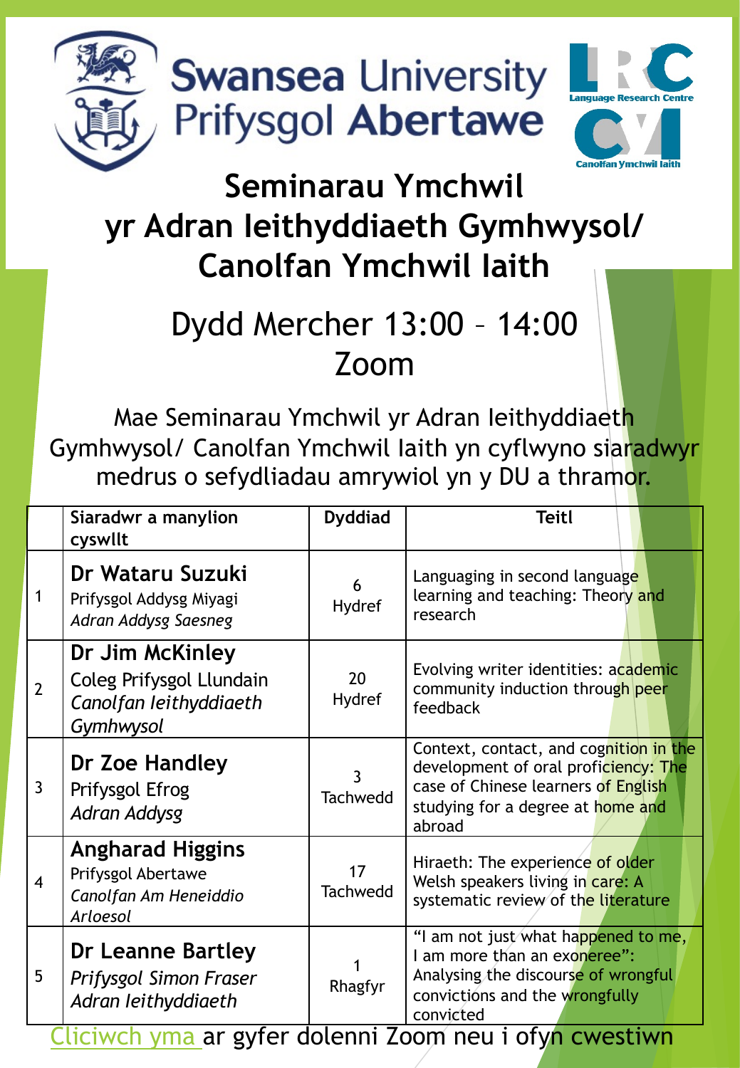Swansea University
Prifysgol Abertawe

Language Research Centre
Canolfan Ymchwil Iaith

# Seminarau Ymchwil yr Adran Ieithyddiaeth Gymhwysol/ Canolfan Ymchwil Iaith

## Dydd Mercher 13:00 – 14:00
## Zoom

Mae Seminarau Ymchwil yr Adran Ieithyddiaeth Gymhwysol/ Canolfan Ymchwil Iaith yn cyflwyno siaradwyr medrus o sefydliadau amrywiol yn y DU a thramor.

| | Siaradwr a manylion cyswllt | Dyddiad | Teitl |
|---|---|---|---|
| 1 | **Dr Wataru Suzuki** Prifysgol Addysg Miyagi *Adran Addysg Saesneg* | 6 Hydref | Languaging in second language learning and teaching: Theory and research |
| 2 | **Dr Jim McKinley** Coleg Prifysgol Llundain *Canolfan Ieithyddiaeth Gymhwysol* | 20 Hydref | Evolving writer identities: academic community induction through peer feedback |
| 3 | **Dr Zoe Handley** Prifysgol Efrog *Adran Addysg* | 3 Tachwedd | Context, contact, and cognition in the development of oral proficiency: The case of Chinese learners of English studying for a degree at home and abroad |
| 4 | **Angharad Higgins** Prifysgol Abertawe *Canolfan Am Heneiddio Arloesol* | 17 Tachwedd | Hiraeth: The experience of older Welsh speakers living in care: A systematic review of the literature |
| 5 | **Dr Leanne Bartley** *Prifysgol Simon Fraser* *Adran Ieithyddiaeth* | 1 Rhagfyr | "I am not just what happened to me, I am more than an exoneree": Analysing the discourse of wrongful convictions and the wrongfully convicted |

Cliciwch yma ar gyfer dolenni Zoom neu i ofyn cwestiwn